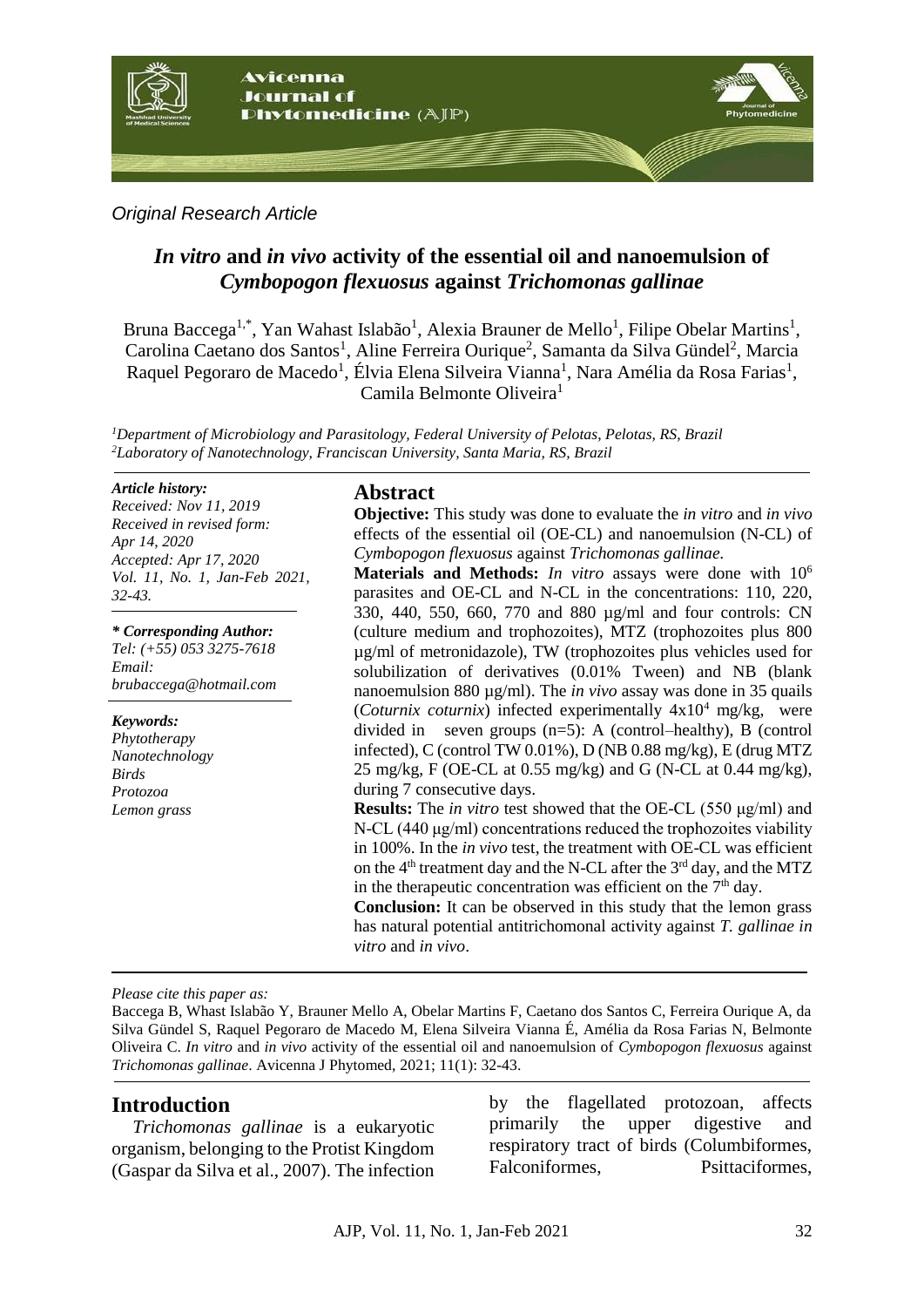*Original Research Article*

# *In vitro* and *in vivo* activity of the essential oil and nanoemulsion of *Cymbopogon flexuosus* against *Trichomonas gallinae*

Bruna Baccega[1,*], Yan Wahast Islabão[1], Alexia Brauner de Mello[1], Filipe Obelar Martins[1], Carolina Caetano dos Santos[1], Aline Ferreira Ourique[2], Samanta da Silva Gündel[2], Marcia Raquel Pegoraro de Macedo[1], Élvia Elena Silveira Vianna[1], Nara Amélia da Rosa Farias[1], Camila Belmonte Oliveira[1]

[1]*Department of Microbiology and Parasitology, Federal University of Pelotas, Pelotas, RS, Brazil*
[2]*Laboratory of Nanotechnology, Franciscan University, Santa Maria, RS, Brazil*

***Article history:***
*Received: Nov 11, 2019*
*Received in revised form: Apr 14, 2020*
*Accepted: Apr 17, 2020*
*Vol. 11, No. 1, Jan-Feb 2021, 32-43.*

***\* Corresponding Author:***
*Tel: (+55) 053 3275-7618*
*Email: brubaccega@hotmail.com*

***Keywords:***
*Phytotherapy*
*Nanotechnology*
*Birds*
*Protozoa*
*Lemon grass*

## Abstract

**Objective:** This study was done to evaluate the *in vitro* and *in vivo* effects of the essential oil (OE-CL) and nanoemulsion (N-CL) of *Cymbopogon flexuosus* against *Trichomonas gallinae.*

**Materials and Methods:** *In vitro* assays were done with $10^6$ parasites and OE-CL and N-CL in the concentrations: 110, 220, 330, 440, 550, 660, 770 and 880 µg/ml and four controls: CN (culture medium and trophozoites), MTZ (trophozoites plus 800 µg/ml of metronidazole), TW (trophozoites plus vehicles used for solubilization of derivatives (0.01% Tween) and NB (blank nanoemulsion 880 µg/ml). The *in vivo* assay was done in 35 quails (*Coturnix coturnix*) infected experimentally $4x10^4$ mg/kg, were divided in seven groups (n=5): A (control–healthy), B (control infected), C (control TW 0.01%), D (NB 0.88 mg/kg), E (drug MTZ 25 mg/kg, F (OE-CL at 0.55 mg/kg) and G (N-CL at 0.44 mg/kg), during 7 consecutive days.

**Results:** The *in vitro* test showed that the OE-CL (550 µg/ml) and N-CL (440 µg/ml) concentrations reduced the trophozoites viability in 100%. In the *in vivo* test, the treatment with OE-CL was efficient on the $4^{th}$ treatment day and the N-CL after the $3^{rd}$ day, and the MTZ in the therapeutic concentration was efficient on the $7^{th}$ day.

**Conclusion:** It can be observed in this study that the lemon grass has natural potential antitrichomonal activity against *T. gallinae in vitro* and *in vivo*.

*Please cite this paper as:*

Baccega B, Whast Islabão Y, Brauner Mello A, Obelar Martins F, Caetano dos Santos C, Ferreira Ourique A, da Silva Gündel S, Raquel Pegoraro de Macedo M, Elena Silveira Vianna É, Amélia da Rosa Farias N, Belmonte Oliveira C. *In vitro* and *in vivo* activity of the essential oil and nanoemulsion of *Cymbopogon flexuosus* against *Trichomonas gallinae*. Avicenna J Phytomed, 2021; 11(1): 32-43.

## Introduction

*Trichomonas gallinae* is a eukaryotic organism, belonging to the Protist Kingdom (Gaspar da Silva et al., 2007). The infection by the flagellated protozoan, affects primarily the upper digestive and respiratory tract of birds (Columbiformes, Falconiformes, Psittaciformes,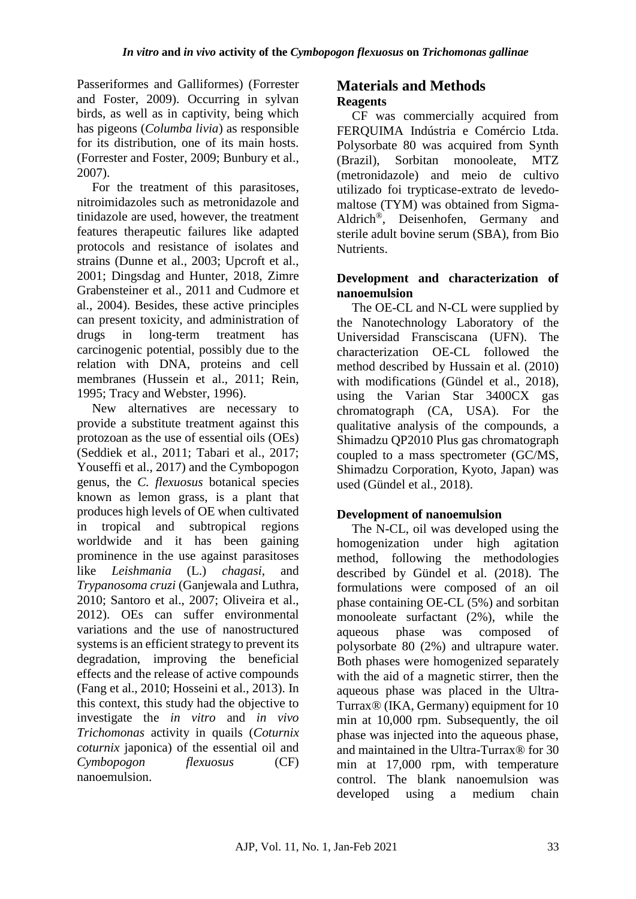Passeriformes and Galliformes) (Forrester and Foster, 2009). Occurring in sylvan birds, as well as in captivity, being which has pigeons (*Columba livia*) as responsible for its distribution, one of its main hosts. (Forrester and Foster, 2009; Bunbury et al., 2007).

For the treatment of this parasitoses, nitroimidazoles such as metronidazole and tinidazole are used, however, the treatment features therapeutic failures like adapted protocols and resistance of isolates and strains (Dunne et al., 2003; Upcroft et al., 2001; Dingsdag and Hunter, 2018, Zimre Grabensteiner et al., 2011 and Cudmore et al., 2004). Besides, these active principles can present toxicity, and administration of drugs in long-term treatment has carcinogenic potential, possibly due to the relation with DNA, proteins and cell membranes (Hussein et al., 2011; Rein, 1995; Tracy and Webster, 1996).

New alternatives are necessary to provide a substitute treatment against this protozoan as the use of essential oils (OEs) (Seddiek et al., 2011; Tabari et al., 2017; Youseffi et al., 2017) and the Cymbopogon genus, the *C. flexuosus* botanical species known as lemon grass, is a plant that produces high levels of OE when cultivated in tropical and subtropical regions worldwide and it has been gaining prominence in the use against parasitoses like *Leishmania* (L.) *chagasi*, and *Trypanosoma cruzi* (Ganjewala and Luthra, 2010; Santoro et al., 2007; Oliveira et al., 2012). OEs can suffer environmental variations and the use of nanostructured systems is an efficient strategy to prevent its degradation, improving the beneficial effects and the release of active compounds (Fang et al., 2010; Hosseini et al., 2013). In this context, this study had the objective to investigate the *in vitro* and *in vivo* *Trichomonas* activity in quails (*Coturnix coturnix* japonica) of the essential oil and *Cymbopogon flexuosus* (CF) nanoemulsion.

## Materials and Methods

### Reagents

CF was commercially acquired from FERQUIMA Indústria e Comércio Ltda. Polysorbate 80 was acquired from Synth (Brazil), Sorbitan monooleate, MTZ (metronidazole) and meio de cultivo utilizado foi trypticase-extrato de levedo-maltose (TYM) was obtained from Sigma-Aldrich®, Deisenhofen, Germany and sterile adult bovine serum (SBA), from Bio Nutrients.

### Development and characterization of nanoemulsion

The OE-CL and N-CL were supplied by the Nanotechnology Laboratory of the Universidad Fransciscana (UFN). The characterization OE-CL followed the method described by Hussain et al. (2010) with modifications (Gündel et al., 2018), using the Varian Star 3400CX gas chromatograph (CA, USA). For the qualitative analysis of the compounds, a Shimadzu QP2010 Plus gas chromatograph coupled to a mass spectrometer (GC/MS, Shimadzu Corporation, Kyoto, Japan) was used (Gündel et al., 2018).

### Development of nanoemulsion

The N-CL, oil was developed using the homogenization under high agitation method, following the methodologies described by Gündel et al. (2018). The formulations were composed of an oil phase containing OE-CL (5%) and sorbitan monooleate surfactant (2%), while the aqueous phase was composed of polysorbate 80 (2%) and ultrapure water. Both phases were homogenized separately with the aid of a magnetic stirrer, then the aqueous phase was placed in the Ultra-Turrax® (IKA, Germany) equipment for 10 min at 10,000 rpm. Subsequently, the oil phase was injected into the aqueous phase, and maintained in the Ultra-Turrax® for 30 min at 17,000 rpm, with temperature control. The blank nanoemulsion was developed using a medium chain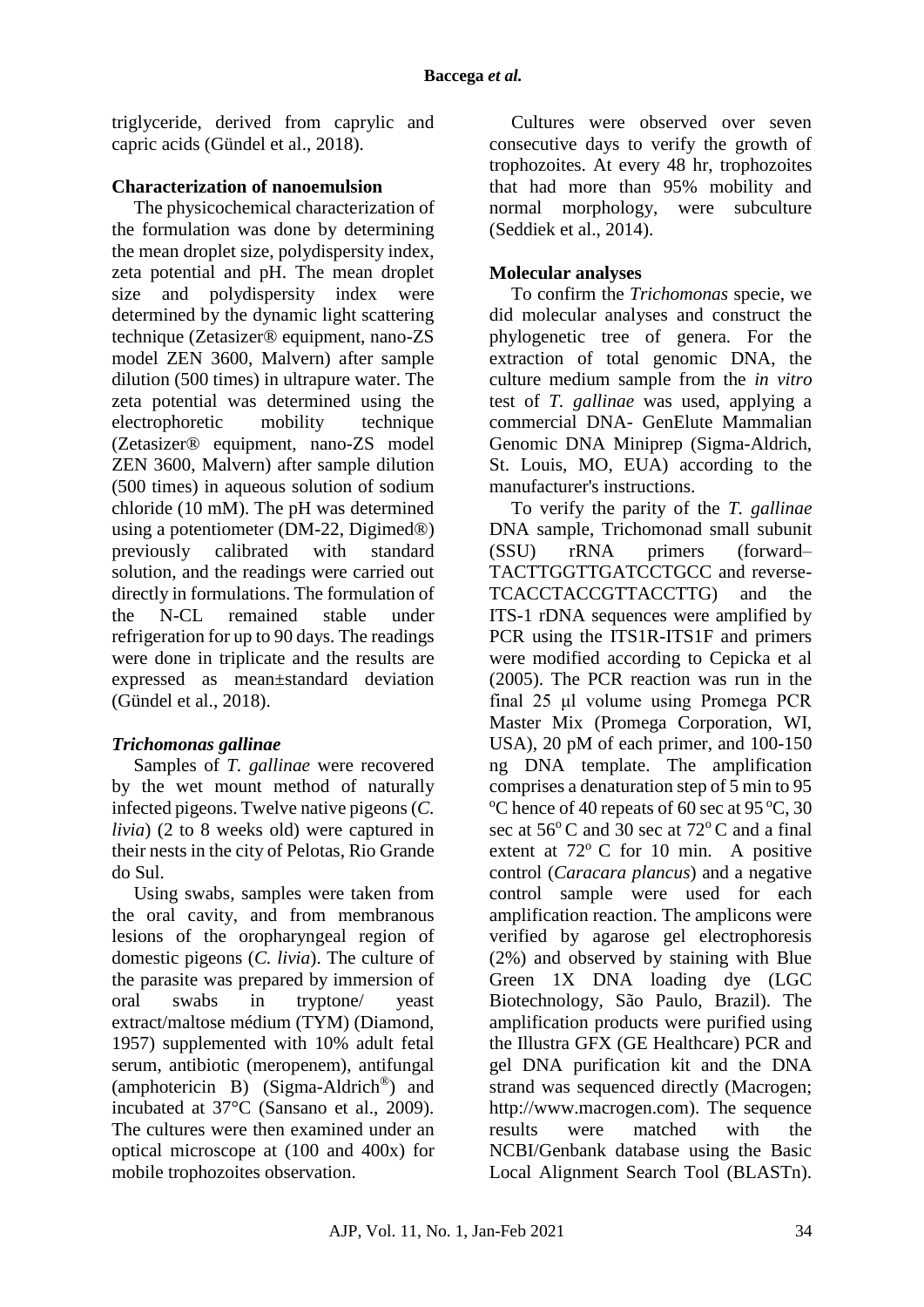triglyceride, derived from caprylic and capric acids (Gündel et al., 2018).

**Characterization of nanoemulsion**

The physicochemical characterization of the formulation was done by determining the mean droplet size, polydispersity index, zeta potential and pH. The mean droplet size and polydispersity index were determined by the dynamic light scattering technique (Zetasizer® equipment, nano-ZS model ZEN 3600, Malvern) after sample dilution (500 times) in ultrapure water. The zeta potential was determined using the electrophoretic mobility technique (Zetasizer® equipment, nano-ZS model ZEN 3600, Malvern) after sample dilution (500 times) in aqueous solution of sodium chloride (10 mM). The pH was determined using a potentiometer (DM-22, Digimed®) previously calibrated with standard solution, and the readings were carried out directly in formulations. The formulation of the N-CL remained stable under refrigeration for up to 90 days. The readings were done in triplicate and the results are expressed as mean±standard deviation (Gündel et al., 2018).

***Trichomonas gallinae***

Samples of *T. gallinae* were recovered by the wet mount method of naturally infected pigeons. Twelve native pigeons (*C. livia*) (2 to 8 weeks old) were captured in their nests in the city of Pelotas, Rio Grande do Sul.

Using swabs, samples were taken from the oral cavity, and from membranous lesions of the oropharyngeal region of domestic pigeons (*C. livia*). The culture of the parasite was prepared by immersion of oral swabs in tryptone/ yeast extract/maltose médium (TYM) (Diamond, 1957) supplemented with 10% adult fetal serum, antibiotic (meropenem), antifungal (amphotericin B) (Sigma-Aldrich®) and incubated at 37°C (Sansano et al., 2009). The cultures were then examined under an optical microscope at (100 and 400x) for mobile trophozoites observation.

Cultures were observed over seven consecutive days to verify the growth of trophozoites. At every 48 hr, trophozoites that had more than 95% mobility and normal morphology, were subculture (Seddiek et al., 2014).

**Molecular analyses**

To confirm the *Trichomonas* specie, we did molecular analyses and construct the phylogenetic tree of genera. For the extraction of total genomic DNA, the culture medium sample from the *in vitro* test of *T. gallinae* was used, applying a commercial DNA- GenElute Mammalian Genomic DNA Miniprep (Sigma-Aldrich, St. Louis, MO, EUA) according to the manufacturer's instructions.

To verify the parity of the *T. gallinae* DNA sample, Trichomonad small subunit (SSU) rRNA primers (forward–TACTTGGTTGATCCTGCC and reverse-TCACCTACCGTTACCTTG) and the ITS-1 rDNA sequences were amplified by PCR using the ITS1R-ITS1F and primers were modified according to Cepicka et al (2005). The PCR reaction was run in the final 25 µl volume using Promega PCR Master Mix (Promega Corporation, WI, USA), 20 pM of each primer, and 100-150 ng DNA template. The amplification comprises a denaturation step of 5 min to 95 °C hence of 40 repeats of 60 sec at 95 °C, 30 sec at 56° C and 30 sec at 72° C and a final extent at 72° C for 10 min. A positive control (*Caracara plancus*) and a negative control sample were used for each amplification reaction. The amplicons were verified by agarose gel electrophoresis (2%) and observed by staining with Blue Green 1X DNA loading dye (LGC Biotechnology, São Paulo, Brazil). The amplification products were purified using the Illustra GFX (GE Healthcare) PCR and gel DNA purification kit and the DNA strand was sequenced directly (Macrogen; http://www.macrogen.com). The sequence results were matched with the NCBI/Genbank database using the Basic Local Alignment Search Tool (BLASTn).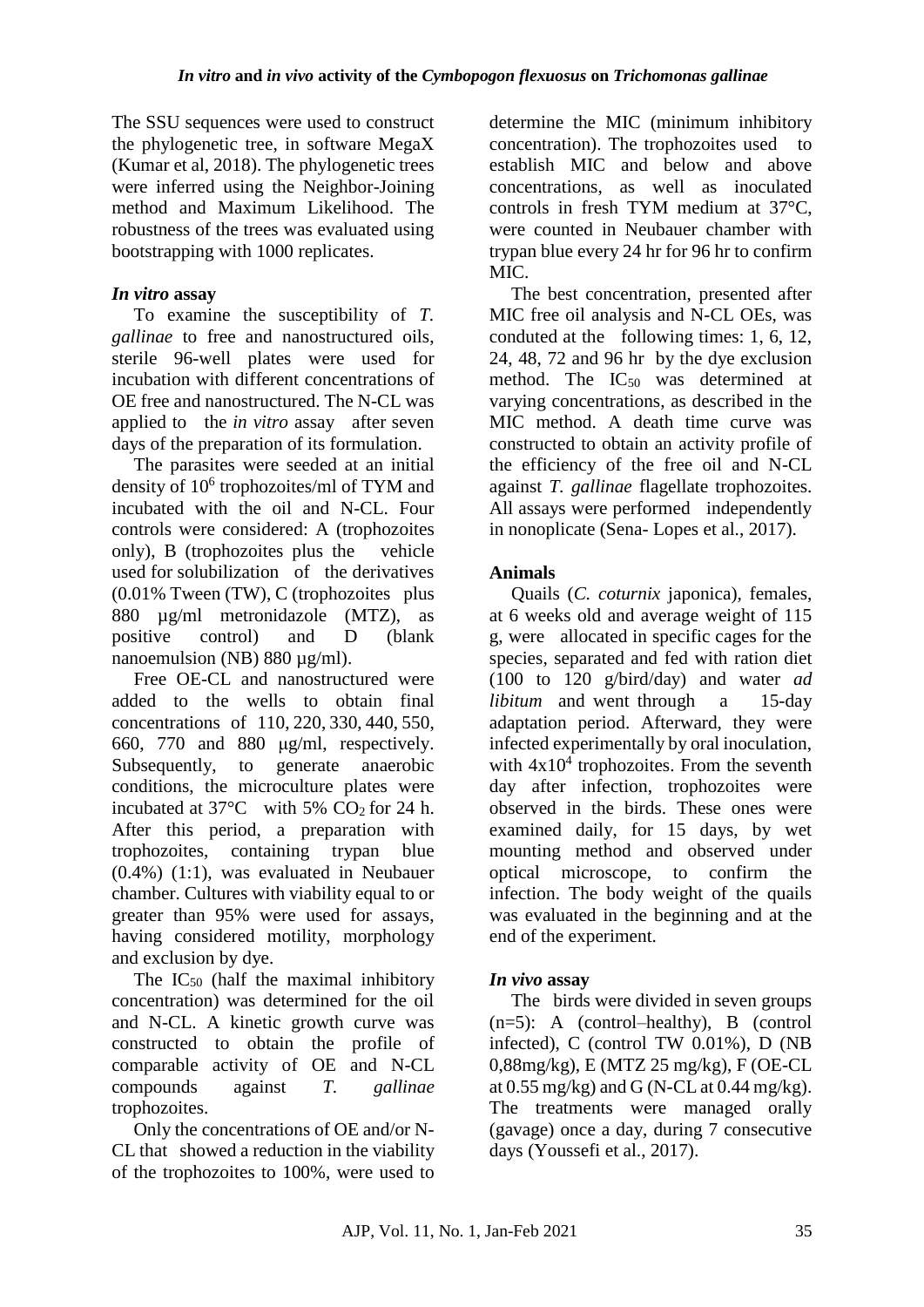The SSU sequences were used to construct the phylogenetic tree, in software MegaX (Kumar et al, 2018). The phylogenetic trees were inferred using the Neighbor-Joining method and Maximum Likelihood. The robustness of the trees was evaluated using bootstrapping with 1000 replicates.

### *In vitro* assay

To examine the susceptibility of *T. gallinae* to free and nanostructured oils, sterile 96-well plates were used for incubation with different concentrations of OE free and nanostructured. The N-CL was applied to the *in vitro* assay after seven days of the preparation of its formulation.

The parasites were seeded at an initial density of $10^6$ trophozoites/ml of TYM and incubated with the oil and N-CL. Four controls were considered: A (trophozoites only), B (trophozoites plus the vehicle used for solubilization of the derivatives (0.01% Tween (TW), C (trophozoites plus 880 µg/ml metronidazole (MTZ), as positive control) and D (blank nanoemulsion (NB) 880 µg/ml).

Free OE-CL and nanostructured were added to the wells to obtain final concentrations of 110, 220, 330, 440, 550, 660, 770 and 880 µg/ml, respectively. Subsequently, to generate anaerobic conditions, the microculture plates were incubated at 37°C with 5% $CO_2$ for 24 h. After this period, a preparation with trophozoites, containing trypan blue (0.4%) (1:1), was evaluated in Neubauer chamber. Cultures with viability equal to or greater than 95% were used for assays, having considered motility, morphology and exclusion by dye.

The $IC_{50}$ (half the maximal inhibitory concentration) was determined for the oil and N-CL. A kinetic growth curve was constructed to obtain the profile of comparable activity of OE and N-CL compounds against *T. gallinae* trophozoites.

Only the concentrations of OE and/or N-CL that showed a reduction in the viability of the trophozoites to 100%, were used to determine the MIC (minimum inhibitory concentration). The trophozoites used to establish MIC and below and above concentrations, as well as inoculated controls in fresh TYM medium at 37°C, were counted in Neubauer chamber with trypan blue every 24 hr for 96 hr to confirm MIC.

The best concentration, presented after MIC free oil analysis and N-CL OEs, was conduted at the following times: 1, 6, 12, 24, 48, 72 and 96 hr by the dye exclusion method. The $IC_{50}$ was determined at varying concentrations, as described in the MIC method. A death time curve was constructed to obtain an activity profile of the efficiency of the free oil and N-CL against *T. gallinae* flagellate trophozoites. All assays were performed independently in nonoplicate (Sena- Lopes et al., 2017).

### Animals

Quails (*C. coturnix* japonica), females, at 6 weeks old and average weight of 115 g, were allocated in specific cages for the species, separated and fed with ration diet (100 to 120 g/bird/day) and water *ad libitum* and went through a 15-day adaptation period. Afterward, they were infected experimentally by oral inoculation, with $4x10^4$ trophozoites. From the seventh day after infection, trophozoites were observed in the birds. These ones were examined daily, for 15 days, by wet mounting method and observed under optical microscope, to confirm the infection. The body weight of the quails was evaluated in the beginning and at the end of the experiment.

### *In vivo* assay

The birds were divided in seven groups (n=5): A (control–healthy), B (control infected), C (control TW 0.01%), D (NB 0,88mg/kg), E (MTZ 25 mg/kg), F (OE-CL at 0.55 mg/kg) and G (N-CL at 0.44 mg/kg). The treatments were managed orally (gavage) once a day, during 7 consecutive days (Youssefi et al., 2017).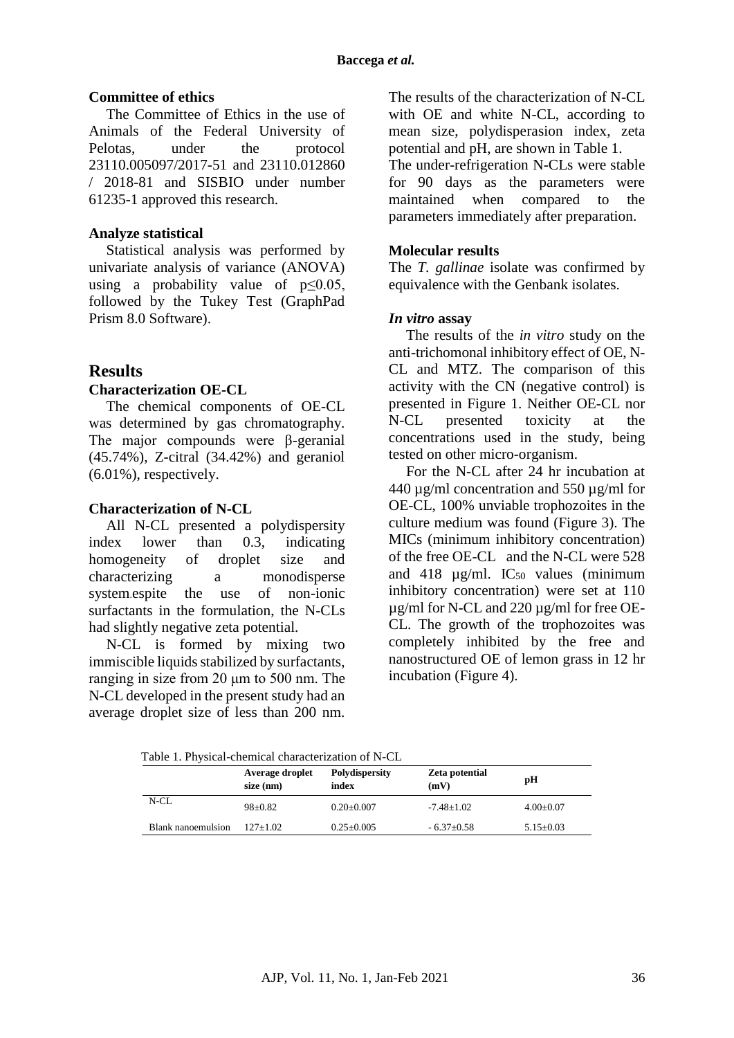**Committee of ethics**

The Committee of Ethics in the use of Animals of the Federal University of Pelotas, under the protocol 23110.005097/2017-51 and 23110.012860 / 2018-81 and SISBIO under number 61235-1 approved this research.

**Analyze statistical**

Statistical analysis was performed by univariate analysis of variance (ANOVA) using a probability value of $p \leq 0.05$, followed by the Tukey Test (GraphPad Prism 8.0 Software).

## Results

**Characterization OE-CL**

The chemical components of OE-CL was determined by gas chromatography. The major compounds were β-geranial (45.74%), Z-citral (34.42%) and geraniol (6.01%), respectively.

**Characterization of N-CL**

All N-CL presented a polydispersity index lower than 0.3, indicating homogeneity of droplet size and characterizing a monodisperse system.espite the use of non-ionic surfactants in the formulation, the N-CLs had slightly negative zeta potential.

N-CL is formed by mixing two immiscible liquids stabilized by surfactants, ranging in size from 20 μm to 500 nm. The N-CL developed in the present study had an average droplet size of less than 200 nm. The results of the characterization of N-CL with OE and white N-CL, according to mean size, polydisperasion index, zeta potential and pH, are shown in Table 1.

The under-refrigeration N-CLs were stable for 90 days as the parameters were maintained when compared to the parameters immediately after preparation.

**Molecular results**

The *T. gallinae* isolate was confirmed by equivalence with the Genbank isolates.

***In vitro* assay**

The results of the *in vitro* study on the anti-trichomonal inhibitory effect of OE, N-CL and MTZ. The comparison of this activity with the CN (negative control) is presented in Figure 1. Neither OE-CL nor N-CL presented toxicity at the concentrations used in the study, being tested on other micro-organism.

For the N-CL after 24 hr incubation at 440 µg/ml concentration and 550 µg/ml for OE-CL, 100% unviable trophozoites in the culture medium was found (Figure 3). The MICs (minimum inhibitory concentration) of the free OE-CL and the N-CL were 528 and 418 µg/ml. $IC_{50}$ values (minimum inhibitory concentration) were set at 110 µg/ml for N-CL and 220 µg/ml for free OE-CL. The growth of the trophozoites was completely inhibited by the free and nanostructured OE of lemon grass in 12 hr incubation (Figure 4).

Table 1. Physical-chemical characterization of N-CL

| | Average droplet size (nm) | Polydispersity index | Zeta potential (mV) | pH |
|---|---|---|---|---|
| N-CL | 98±0.82 | 0.20±0.007 | -7.48±1.02 | 4.00±0.07 |
| Blank nanoemulsion | 127±1.02 | 0.25±0.005 | - 6.37±0.58 | 5.15±0.03 |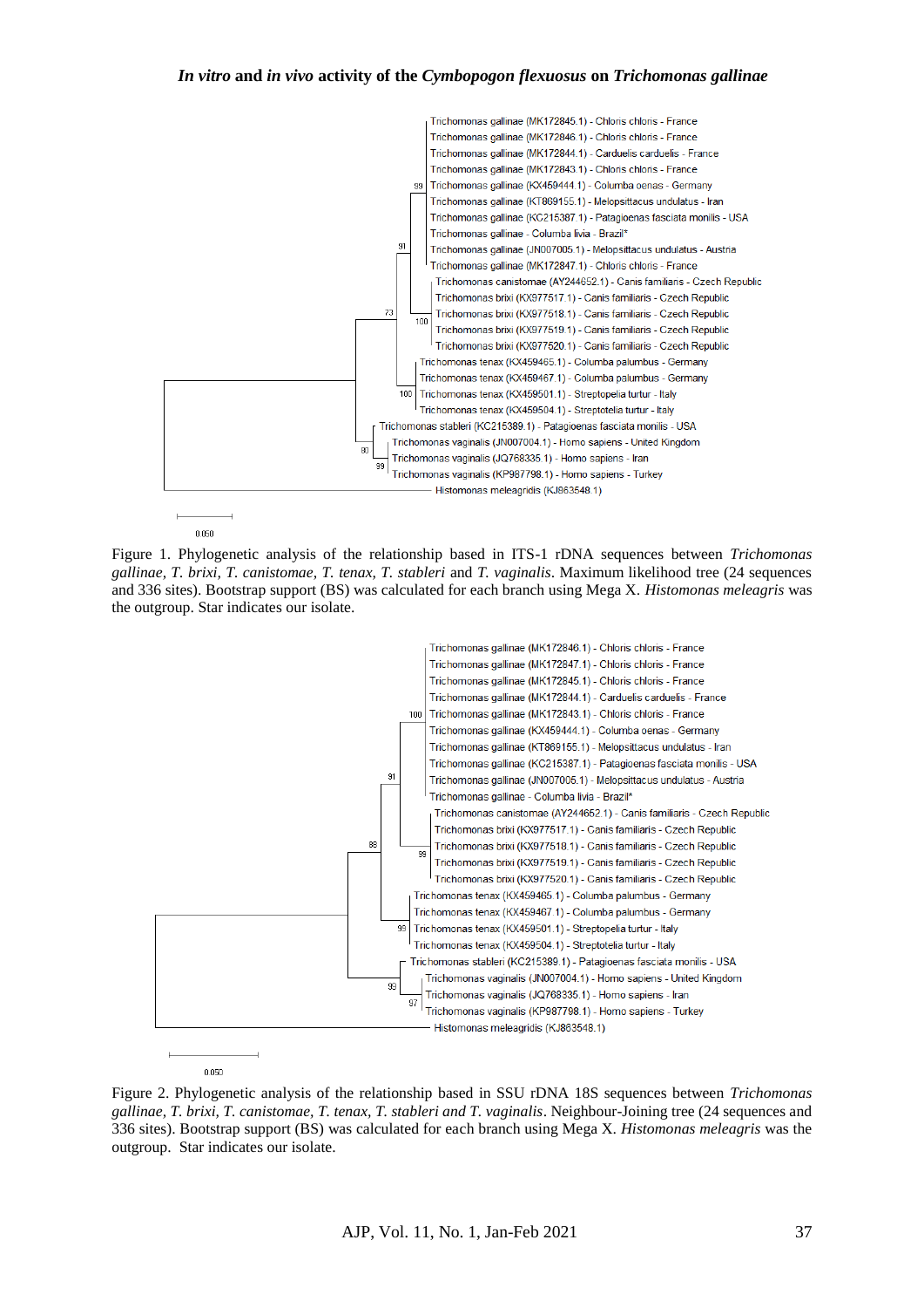Trichomonas gallinae (MK172845.1) - Chloris chloris - France
Trichomonas gallinae (MK172846.1) - Chloris chloris - France
Trichomonas gallinae (MK172844.1) - Carduelis carduelis - France
Trichomonas gallinae (MK172843.1) - Chloris chloris - France
Trichomonas gallinae (KX459444.1) - Columba oenas - Germany
Trichomonas gallinae (KT869155.1) - Melopsittacus undulatus - Iran
Trichomonas gallinae (KC215387.1) - Patagioenas fasciata monilis - USA
Trichomonas gallinae - Columba livia - Brazil*
Trichomonas gallinae (JN007005.1) - Melopsittacus undulatus - Austria
Trichomonas gallinae (MK172847.1) - Chloris chloris - France
Trichomonas canistomae (AY244652.1) - Canis familiaris - Czech Republic
Trichomonas brixi (KX977517.1) - Canis familiaris - Czech Republic
Trichomonas brixi (KX977518.1) - Canis familiaris - Czech Republic
Trichomonas brixi (KX977519.1) - Canis familiaris - Czech Republic
Trichomonas brixi (KX977520.1) - Canis familiaris - Czech Republic
Trichomonas tenax (KX459465.1) - Columba palumbus - Germany
Trichomonas tenax (KX459467.1) - Columba palumbus - Germany
Trichomonas tenax (KX459501.1) - Streptopelia turtur - Italy
Trichomonas tenax (KX459504.1) - Streptotelia turtur - Italy
Trichomonas stableri (KC215389.1) - Patagioenas fasciata monilis - USA
Trichomonas vaginalis (JN007004.1) - Homo sapiens - United Kingdom
Trichomonas vaginalis (JQ768335.1) - Homo sapiens - Iran
Trichomonas vaginalis (KP987798.1) - Homo sapiens - Turkey
Histomonas meleagridis (KJ863548.1)

0.050

Figure 1. Phylogenetic analysis of the relationship based in ITS-1 rDNA sequences between *Trichomonas gallinae, T. brixi, T. canistomae, T. tenax, T. stableri* and *T. vaginalis*. Maximum likelihood tree (24 sequences and 336 sites). Bootstrap support (BS) was calculated for each branch using Mega X. *Histomonas meleagris* was the outgroup. Star indicates our isolate.

Trichomonas gallinae (MK172846.1) - Chloris chloris - France
Trichomonas gallinae (MK172847.1) - Chloris chloris - France
Trichomonas gallinae (MK172845.1) - Chloris chloris - France
Trichomonas gallinae (MK172844.1) - Carduelis carduelis - France
Trichomonas gallinae (MK172843.1) - Chloris chloris - France
Trichomonas gallinae (KX459444.1) - Columba oenas - Germany
Trichomonas gallinae (KT869155.1) - Melopsittacus undulatus - Iran
Trichomonas gallinae (KC215387.1) - Patagioenas fasciata monilis - USA
Trichomonas gallinae (JN007005.1) - Melopsittacus undulatus - Austria
Trichomonas gallinae - Columba livia - Brazil*
Trichomonas canistomae (AY244652.1) - Canis familiaris - Czech Republic
Trichomonas brixi (KX977517.1) - Canis familiaris - Czech Republic
Trichomonas brixi (KX977518.1) - Canis familiaris - Czech Republic
Trichomonas brixi (KX977519.1) - Canis familiaris - Czech Republic
Trichomonas brixi (KX977520.1) - Canis familiaris - Czech Republic
Trichomonas tenax (KX459465.1) - Columba palumbus - Germany
Trichomonas tenax (KX459467.1) - Columba palumbus - Germany
Trichomonas tenax (KX459501.1) - Streptopelia turtur - Italy
Trichomonas tenax (KX459504.1) - Streptotelia turtur - Italy
Trichomonas stableri (KC215389.1) - Patagioenas fasciata monilis - USA
Trichomonas vaginalis (JN007004.1) - Homo sapiens - United Kingdom
Trichomonas vaginalis (JQ768335.1) - Homo sapiens - Iran
Trichomonas vaginalis (KP987798.1) - Homo sapiens - Turkey
Histomonas meleagridis (KJ863548.1)

0.050

Figure 2. Phylogenetic analysis of the relationship based in SSU rDNA 18S sequences between *Trichomonas gallinae, T. brixi, T. canistomae, T. tenax, T. stableri and T. vaginalis*. Neighbour-Joining tree (24 sequences and 336 sites). Bootstrap support (BS) was calculated for each branch using Mega X. *Histomonas meleagris* was the outgroup. Star indicates our isolate.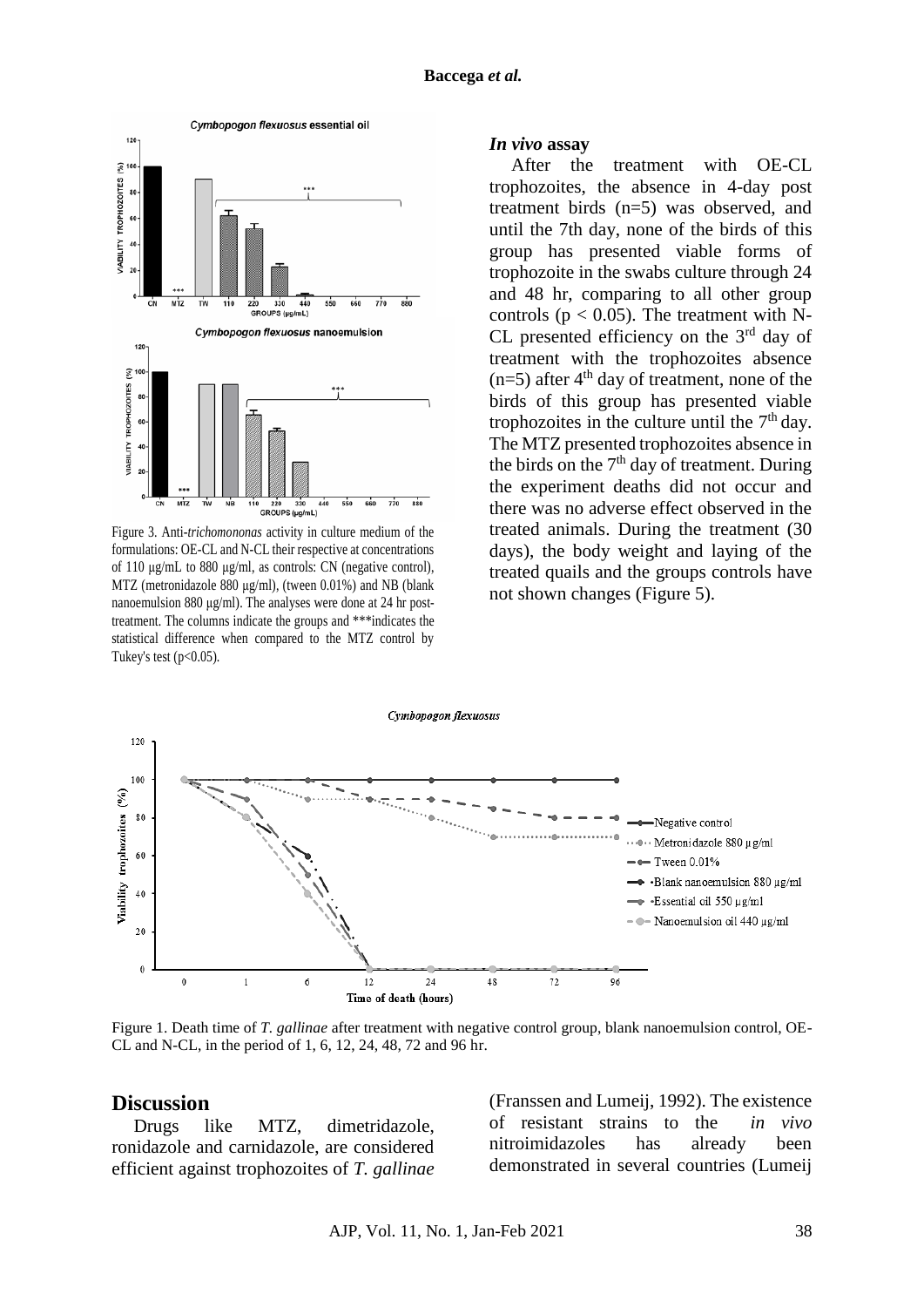Figure 3. Anti-*trichomononas* activity in culture medium of the formulations: OE-CL and N-CL their respective at concentrations of 110 µg/mL to 880 µg/ml, as controls: CN (negative control), MTZ (metronidazole 880 µg/ml), (tween 0.01%) and NB (blank nanoemulsion 880 µg/ml). The analyses were done at 24 hr post-treatment. The columns indicate the groups and ***indicates the statistical difference when compared to the MTZ control by Tukey's test ($p<0.05$).

### *In vivo* assay

After the treatment with OE-CL trophozoites, the absence in 4-day post treatment birds (n=5) was observed, and until the 7th day, none of the birds of this group has presented viable forms of trophozoite in the swabs culture through 24 and 48 hr, comparing to all other group controls ($p < 0.05$). The treatment with N-CL presented efficiency on the 3rd day of treatment with the trophozoites absence (n=5) after 4th day of treatment, none of the birds of this group has presented viable trophozoites in the culture until the 7th day. The MTZ presented trophozoites absence in the birds on the 7th day of treatment. During the experiment deaths did not occur and there was no adverse effect observed in the treated animals. During the treatment (30 days), the body weight and laying of the treated quails and the groups controls have not shown changes (Figure 5).

Figure 1. Death time of *T. gallinae* after treatment with negative control group, blank nanoemulsion control, OE-CL and N-CL, in the period of 1, 6, 12, 24, 48, 72 and 96 hr.

## Discussion

Drugs like MTZ, dimetridazole, ronidazole and carnidazole, are considered efficient against trophozoites of *T. gallinae* (Franssen and Lumeij, 1992). The existence of resistant strains to the *in vivo* nitroimidazoles has already been demonstrated in several countries (Lumeij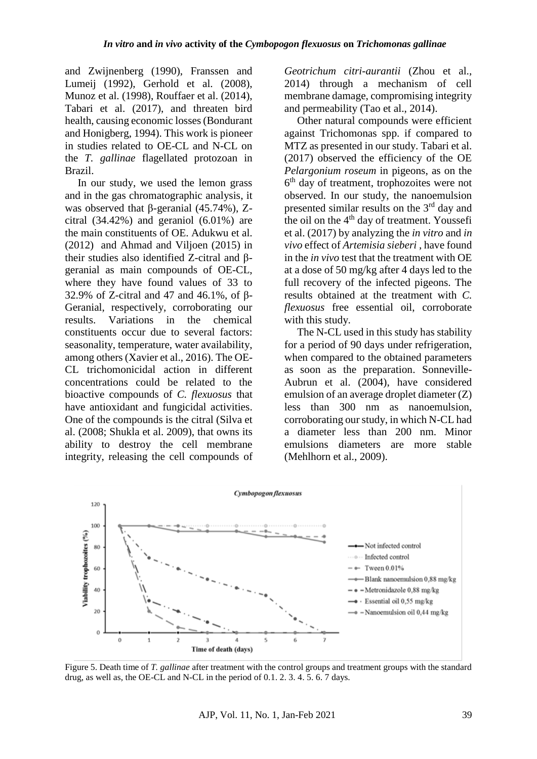and Zwijnenberg (1990), Franssen and Lumeij (1992), Gerhold et al. (2008), Munoz et al. (1998), Rouffaer et al. (2014), Tabari et al. (2017), and threaten bird health, causing economic losses (Bondurant and Honigberg, 1994). This work is pioneer in studies related to OE-CL and N-CL on the *T. gallinae* flagellated protozoan in Brazil.

In our study, we used the lemon grass and in the gas chromatographic analysis, it was observed that β-geranial (45.74%), Z-citral (34.42%) and geraniol (6.01%) are the main constituents of OE. Adukwu et al. (2012) and Ahmad and Viljoen (2015) in their studies also identified Z-citral and β-geranial as main compounds of OE-CL, where they have found values of 33 to 32.9% of Z-citral and 47 and 46.1%, of β-Geranial, respectively, corroborating our results. Variations in the chemical constituents occur due to several factors: seasonality, temperature, water availability, among others (Xavier et al., 2016). The OE-CL trichomonicidal action in different concentrations could be related to the bioactive compounds of *C. flexuosus* that have antioxidant and fungicidal activities. One of the compounds is the citral (Silva et al. (2008; Shukla et al. 2009), that owns its ability to destroy the cell membrane integrity, releasing the cell compounds of *Geotrichum citri-aurantii* (Zhou et al., 2014) through a mechanism of cell membrane damage, compromising integrity and permeability (Tao et al., 2014).

Other natural compounds were efficient against Trichomonas spp. if compared to MTZ as presented in our study. Tabari et al. (2017) observed the efficiency of the OE *Pelargonium roseum* in pigeons, as on the 6th day of treatment, trophozoites were not observed. In our study, the nanoemulsion presented similar results on the 3rd day and the oil on the 4th day of treatment. Youssefi et al. (2017) by analyzing the *in vitro* and *in vivo* effect of *Artemisia sieberi* , have found in the *in vivo* test that the treatment with OE at a dose of 50 mg/kg after 4 days led to the full recovery of the infected pigeons. The results obtained at the treatment with *C. flexuosus* free essential oil, corroborate with this study.

The N-CL used in this study has stability for a period of 90 days under refrigeration, when compared to the obtained parameters as soon as the preparation. Sonneville-Aubrun et al. (2004), have considered emulsion of an average droplet diameter (Z) less than 300 nm as nanoemulsion, corroborating our study, in which N-CL had a diameter less than 200 nm. Minor emulsions diameters are more stable (Mehlhorn et al., 2009).

Figure 5. Death time of *T. gallinae* after treatment with the control groups and treatment groups with the standard drug, as well as, the OE-CL and N-CL in the period of 0.1. 2. 3. 4. 5. 6. 7 days.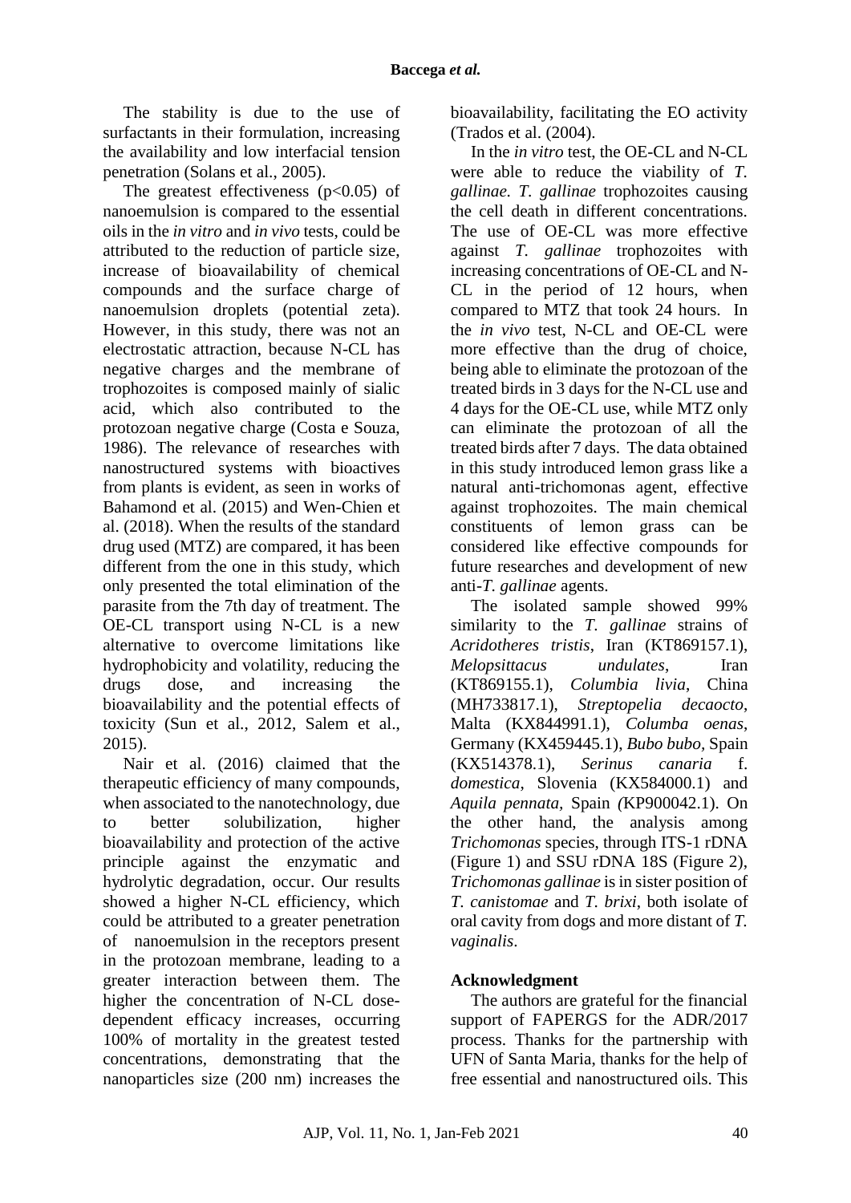The stability is due to the use of surfactants in their formulation, increasing the availability and low interfacial tension penetration (Solans et al., 2005).

The greatest effectiveness ($p<0.05$) of nanoemulsion is compared to the essential oils in the *in vitro* and *in vivo* tests, could be attributed to the reduction of particle size, increase of bioavailability of chemical compounds and the surface charge of nanoemulsion droplets (potential zeta). However, in this study, there was not an electrostatic attraction, because N-CL has negative charges and the membrane of trophozoites is composed mainly of sialic acid, which also contributed to the protozoan negative charge (Costa e Souza, 1986). The relevance of researches with nanostructured systems with bioactives from plants is evident, as seen in works of Bahamond et al. (2015) and Wen-Chien et al. (2018). When the results of the standard drug used (MTZ) are compared, it has been different from the one in this study, which only presented the total elimination of the parasite from the 7th day of treatment. The OE-CL transport using N-CL is a new alternative to overcome limitations like hydrophobicity and volatility, reducing the drugs dose, and increasing the bioavailability and the potential effects of toxicity (Sun et al., 2012, Salem et al., 2015).

Nair et al. (2016) claimed that the therapeutic efficiency of many compounds, when associated to the nanotechnology, due to better solubilization, higher bioavailability and protection of the active principle against the enzymatic and hydrolytic degradation, occur. Our results showed a higher N-CL efficiency, which could be attributed to a greater penetration of nanoemulsion in the receptors present in the protozoan membrane, leading to a greater interaction between them. The higher the concentration of N-CL dose-dependent efficacy increases, occurring 100% of mortality in the greatest tested concentrations, demonstrating that the nanoparticles size (200 nm) increases the bioavailability, facilitating the EO activity (Trados et al. (2004).

In the *in vitro* test, the OE-CL and N-CL were able to reduce the viability of *T. gallinae*. *T. gallinae* trophozoites causing the cell death in different concentrations. The use of OE-CL was more effective against *T. gallinae* trophozoites with increasing concentrations of OE-CL and N-CL in the period of 12 hours, when compared to MTZ that took 24 hours. In the *in vivo* test, N-CL and OE-CL were more effective than the drug of choice, being able to eliminate the protozoan of the treated birds in 3 days for the N-CL use and 4 days for the OE-CL use, while MTZ only can eliminate the protozoan of all the treated birds after 7 days. The data obtained in this study introduced lemon grass like a natural anti-trichomonas agent, effective against trophozoites. The main chemical constituents of lemon grass can be considered like effective compounds for future researches and development of new anti-*T. gallinae* agents.

The isolated sample showed 99% similarity to the *T. gallinae* strains of *Acridotheres tristis*, Iran (KT869157.1), *Melopsittacus undulates*, Iran (KT869155.1), *Columbia livia*, China (MH733817.1), *Streptopelia decaocto*, Malta (KX844991.1), *Columba oenas*, Germany (KX459445.1), *Bubo bubo*, Spain (KX514378.1), *Serinus canaria* f. *domestica*, Slovenia (KX584000.1) and *Aquila pennata*, Spain (KP900042.1). On the other hand, the analysis among *Trichomonas* species, through ITS-1 rDNA (Figure 1) and SSU rDNA 18S (Figure 2), *Trichomonas gallinae* is in sister position of *T. canistomae* and *T. brixi*, both isolate of oral cavity from dogs and more distant of *T. vaginalis*.

## Acknowledgment

The authors are grateful for the financial support of FAPERGS for the ADR/2017 process. Thanks for the partnership with UFN of Santa Maria, thanks for the help of free essential and nanostructured oils. This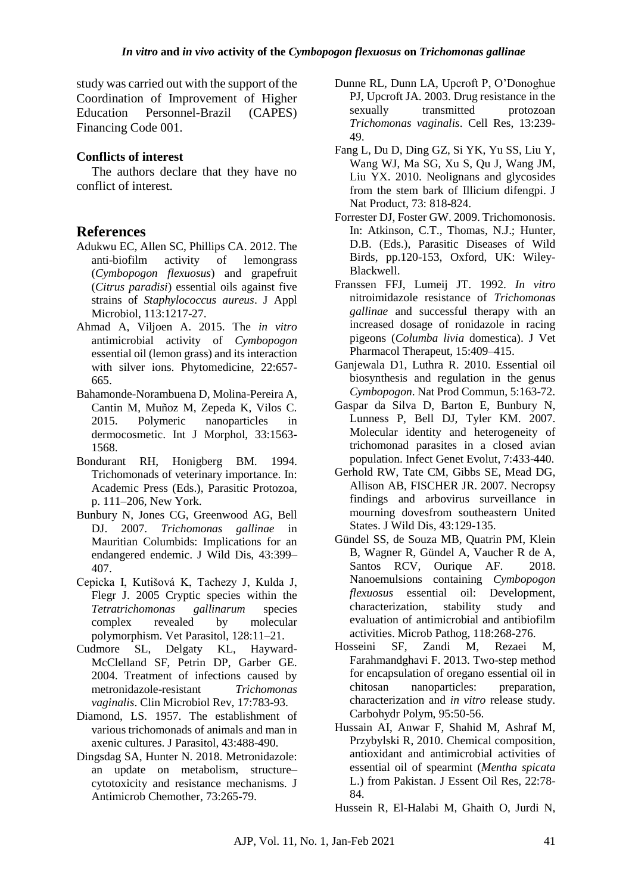study was carried out with the support of the Coordination of Improvement of Higher Education Personnel-Brazil (CAPES) Financing Code 001.

### Conflicts of interest

The authors declare that they have no conflict of interest.

## References

Adukwu EC, Allen SC, Phillips CA. 2012. The anti-biofilm activity of lemongrass (*Cymbopogon flexuosus*) and grapefruit (*Citrus paradisi*) essential oils against five strains of *Staphylococcus aureus*. J Appl Microbiol, 113:1217-27.

Ahmad A, Viljoen A. 2015. The *in vitro* antimicrobial activity of *Cymbopogon* essential oil (lemon grass) and its interaction with silver ions. Phytomedicine, 22:657-665.

Bahamonde-Norambuena D, Molina-Pereira A, Cantin M, Muñoz M, Zepeda K, Vilos C. 2015. Polymeric nanoparticles in dermocosmetic. Int J Morphol, 33:1563-1568.

Bondurant RH, Honigberg BM. 1994. Trichomonads of veterinary importance. In: Academic Press (Eds.), Parasitic Protozoa, p. 111–206, New York.

Bunbury N, Jones CG, Greenwood AG, Bell DJ. 2007. *Trichomonas gallinae* in Mauritian Columbids: Implications for an endangered endemic. J Wild Dis, 43:399–407.

Cepicka I, Kutišová K, Tachezy J, Kulda J, Flegr J. 2005 Cryptic species within the *Tetratrichomonas gallinarum* species complex revealed by molecular polymorphism. Vet Parasitol, 128:11–21.

Cudmore SL, Delgaty KL, Hayward-McClelland SF, Petrin DP, Garber GE. 2004. Treatment of infections caused by metronidazole-resistant *Trichomonas vaginalis*. Clin Microbiol Rev, 17:783-93.

Diamond, LS. 1957. The establishment of various trichomonads of animals and man in axenic cultures. J Parasitol, 43:488-490.

Dingsdag SA, Hunter N. 2018. Metronidazole: an update on metabolism, structure–cytotoxicity and resistance mechanisms. J Antimicrob Chemother, 73:265-79.

Dunne RL, Dunn LA, Upcroft P, O'Donoghue PJ, Upcroft JA. 2003. Drug resistance in the sexually transmitted protozoan *Trichomonas vaginalis*. Cell Res, 13:239-49.

Fang L, Du D, Ding GZ, Si YK, Yu SS, Liu Y, Wang WJ, Ma SG, Xu S, Qu J, Wang JM, Liu YX. 2010. Neolignans and glycosides from the stem bark of Illicium difengpi. J Nat Product, 73: 818-824.

Forrester DJ, Foster GW. 2009. Trichomonosis. In: Atkinson, C.T., Thomas, N.J.; Hunter, D.B. (Eds.), Parasitic Diseases of Wild Birds, pp.120-153, Oxford, UK: Wiley-Blackwell.

Franssen FFJ, Lumeij JT. 1992. *In vitro* nitroimidazole resistance of *Trichomonas gallinae* and successful therapy with an increased dosage of ronidazole in racing pigeons (*Columba livia* domestica). J Vet Pharmacol Therapeut, 15:409–415.

Ganjewala D1, Luthra R. 2010. Essential oil biosynthesis and regulation in the genus *Cymbopogon*. Nat Prod Commun, 5:163-72.

Gaspar da Silva D, Barton E, Bunbury N, Lunness P, Bell DJ, Tyler KM. 2007. Molecular identity and heterogeneity of trichomonad parasites in a closed avian population. Infect Genet Evolut, 7:433-440.

Gerhold RW, Tate CM, Gibbs SE, Mead DG, Allison AB, FISCHER JR. 2007. Necropsy findings and arbovirus surveillance in mourning dovesfrom southeastern United States. J Wild Dis, 43:129-135.

Gündel SS, de Souza MB, Quatrin PM, Klein B, Wagner R, Gündel A, Vaucher R de A, Santos RCV, Ourique AF. 2018. Nanoemulsions containing *Cymbopogon flexuosus* essential oil: Development, characterization, stability study and evaluation of antimicrobial and antibiofilm activities. Microb Pathog, 118:268-276.

Hosseini SF, Zandi M, Rezaei M, Farahmandghavi F. 2013. Two-step method for encapsulation of oregano essential oil in chitosan nanoparticles: preparation, characterization and *in vitro* release study. Carbohydr Polym, 95:50-56.

Hussain AI, Anwar F, Shahid M, Ashraf M, Przybylski R, 2010. Chemical composition, antioxidant and antimicrobial activities of essential oil of spearmint (*Mentha spicata* L.) from Pakistan. J Essent Oil Res, 22:78-84.

Hussein R, El-Halabi M, Ghaith O, Jurdi N,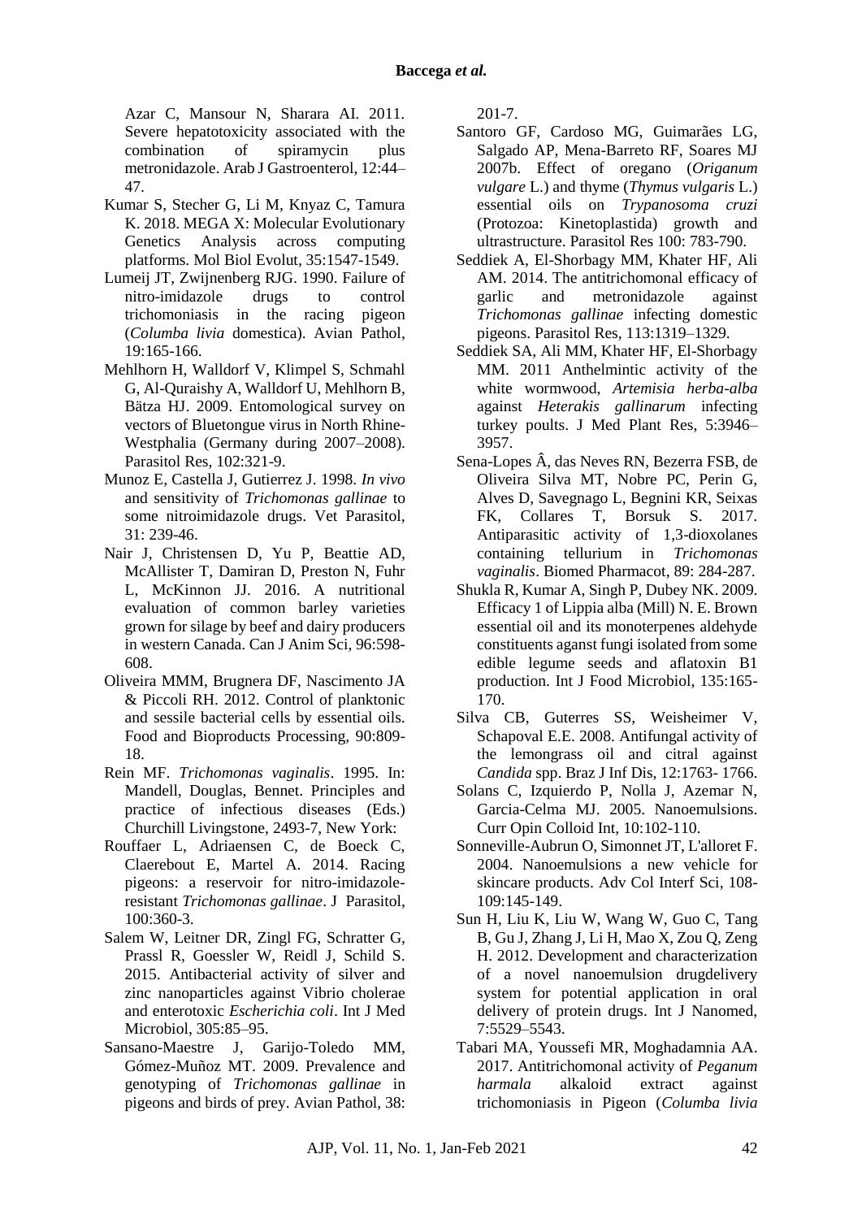Azar C, Mansour N, Sharara AI. 2011. Severe hepatotoxicity associated with the combination of spiramycin plus metronidazole. Arab J Gastroenterol, 12:44–47.

Kumar S, Stecher G, Li M, Knyaz C, Tamura K. 2018. MEGA X: Molecular Evolutionary Genetics Analysis across computing platforms. Mol Biol Evolut, 35:1547-1549.

Lumeij JT, Zwijnenberg RJG. 1990. Failure of nitro-imidazole drugs to control trichomoniasis in the racing pigeon (*Columba livia* domestica). Avian Pathol, 19:165-166.

Mehlhorn H, Walldorf V, Klimpel S, Schmahl G, Al-Quraishy A, Walldorf U, Mehlhorn B, Bätza HJ. 2009. Entomological survey on vectors of Bluetongue virus in North Rhine-Westphalia (Germany during 2007–2008). Parasitol Res, 102:321-9.

Munoz E, Castella J, Gutierrez J. 1998. *In vivo* and sensitivity of *Trichomonas gallinae* to some nitroimidazole drugs. Vet Parasitol, 31: 239-46.

Nair J, Christensen D, Yu P, Beattie AD, McAllister T, Damiran D, Preston N, Fuhr L, McKinnon JJ. 2016. A nutritional evaluation of common barley varieties grown for silage by beef and dairy producers in western Canada. Can J Anim Sci, 96:598-608.

Oliveira MMM, Brugnera DF, Nascimento JA & Piccoli RH. 2012. Control of planktonic and sessile bacterial cells by essential oils. Food and Bioproducts Processing, 90:809-18.

Rein MF. *Trichomonas vaginalis*. 1995. In: Mandell, Douglas, Bennet. Principles and practice of infectious diseases (Eds.) Churchill Livingstone, 2493-7, New York:

Rouffaer L, Adriaensen C, de Boeck C, Claerebout E, Martel A. 2014. Racing pigeons: a reservoir for nitro-imidazole-resistant *Trichomonas gallinae*. J Parasitol, 100:360-3.

Salem W, Leitner DR, Zingl FG, Schratter G, Prassl R, Goessler W, Reidl J, Schild S. 2015. Antibacterial activity of silver and zinc nanoparticles against Vibrio cholerae and enterotoxic *Escherichia coli*. Int J Med Microbiol, 305:85–95.

Sansano-Maestre J, Garijo-Toledo MM, Gómez-Muñoz MT. 2009. Prevalence and genotyping of *Trichomonas gallinae* in pigeons and birds of prey. Avian Pathol, 38: 201-7.

Santoro GF, Cardoso MG, Guimarães LG, Salgado AP, Mena-Barreto RF, Soares MJ 2007b. Effect of oregano (*Origanum vulgare* L.) and thyme (*Thymus vulgaris* L.) essential oils on *Trypanosoma cruzi* (Protozoa: Kinetoplastida) growth and ultrastructure. Parasitol Res 100: 783-790.

Seddiek A, El-Shorbagy MM, Khater HF, Ali AM. 2014. The antitrichomonal efficacy of garlic and metronidazole against *Trichomonas gallinae* infecting domestic pigeons. Parasitol Res, 113:1319–1329.

Seddiek SA, Ali MM, Khater HF, El-Shorbagy MM. 2011 Anthelmintic activity of the white wormwood, *Artemisia herba-alba* against *Heterakis gallinarum* infecting turkey poults. J Med Plant Res, 5:3946–3957.

Sena-Lopes Â, das Neves RN, Bezerra FSB, de Oliveira Silva MT, Nobre PC, Perin G, Alves D, Savegnago L, Begnini KR, Seixas FK, Collares T, Borsuk S. 2017. Antiparasitic activity of 1,3-dioxolanes containing tellurium in *Trichomonas vaginalis*. Biomed Pharmacot, 89: 284-287.

Shukla R, Kumar A, Singh P, Dubey NK. 2009. Efficacy 1 of Lippia alba (Mill) N. E. Brown essential oil and its monoterpenes aldehyde constituents aganst fungi isolated from some edible legume seeds and aflatoxin B1 production. Int J Food Microbiol, 135:165-170.

Silva CB, Guterres SS, Weisheimer V, Schapoval E.E. 2008. Antifungal activity of the lemongrass oil and citral against *Candida* spp. Braz J Inf Dis, 12:1763- 1766.

Solans C, Izquierdo P, Nolla J, Azemar N, Garcia-Celma MJ. 2005. Nanoemulsions. Curr Opin Colloid Int, 10:102-110.

Sonneville-Aubrun O, Simonnet JT, L'alloret F. 2004. Nanoemulsions a new vehicle for skincare products. Adv Col Interf Sci, 108-109:145-149.

Sun H, Liu K, Liu W, Wang W, Guo C, Tang B, Gu J, Zhang J, Li H, Mao X, Zou Q, Zeng H. 2012. Development and characterization of a novel nanoemulsion drugdelivery system for potential application in oral delivery of protein drugs. Int J Nanomed, 7:5529–5543.

Tabari MA, Youssefi MR, Moghadamnia AA. 2017. Antitrichomonal activity of *Peganum harmala* alkaloid extract against trichomoniasis in Pigeon (*Columba livia*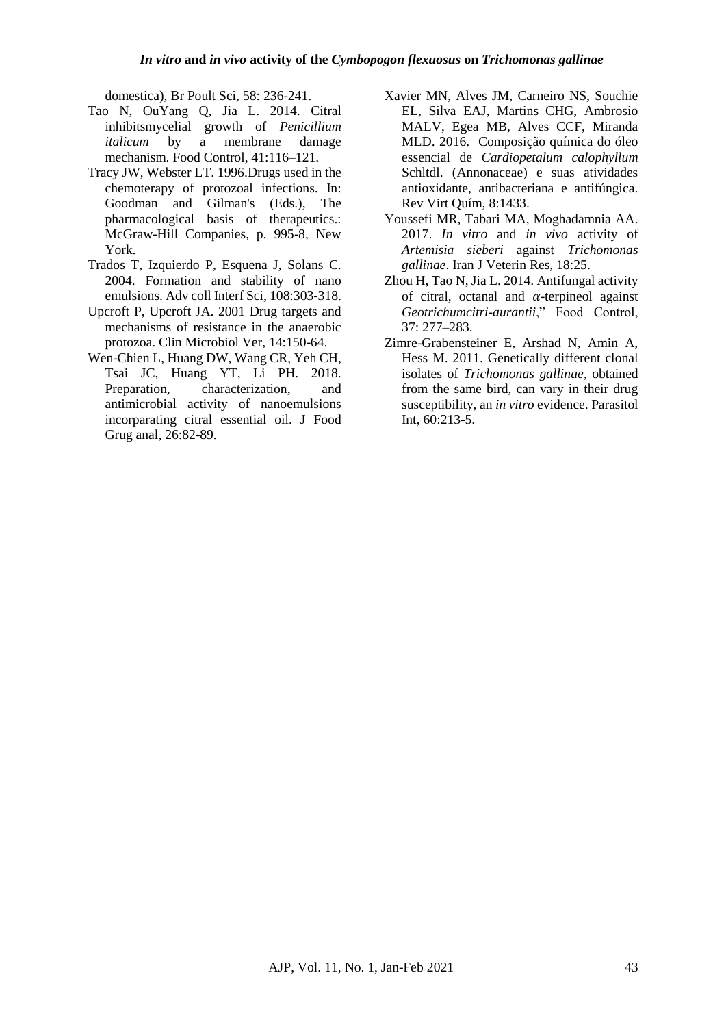domestica), Br Poult Sci, 58: 236-241.

Tao N, OuYang Q, Jia L. 2014. Citral inhibitsmycelial growth of *Penicillium italicum* by a membrane damage mechanism. Food Control, 41:116–121.

Tracy JW, Webster LT. 1996.Drugs used in the chemotherapy of protozoal infections. In: Goodman and Gilman's (Eds.), The pharmacological basis of therapeutics.: McGraw-Hill Companies, p. 995-8, New York.

Trados T, Izquierdo P, Esquena J, Solans C. 2004. Formation and stability of nano emulsions. Adv coll Interf Sci, 108:303-318.

Upcroft P, Upcroft JA. 2001 Drug targets and mechanisms of resistance in the anaerobic protozoa. Clin Microbiol Ver, 14:150-64.

Wen-Chien L, Huang DW, Wang CR, Yeh CH, Tsai JC, Huang YT, Li PH. 2018. Preparation, characterization, and antimicrobial activity of nanoemulsions incorparating citral essential oil. J Food Grug anal, 26:82-89.

Xavier MN, Alves JM, Carneiro NS, Souchie EL, Silva EAJ, Martins CHG, Ambrosio MALV, Egea MB, Alves CCF, Miranda MLD. 2016. Composição química do óleo essencial de *Cardiopetalum calophyllum* Schltdl. (Annonaceae) e suas atividades antioxidante, antibacteriana e antifúngica. Rev Virt Quím, 8:1433.

Youssefi MR, Tabari MA, Moghadamnia AA. 2017. *In vitro* and *in vivo* activity of *Artemisia sieberi* against *Trichomonas gallinae*. Iran J Veterin Res, 18:25.

Zhou H, Tao N, Jia L. 2014. Antifungal activity of citral, octanal and $\alpha$-terpineol against *Geotrichumcitri-aurantii*," Food Control, 37: 277–283.

Zimre-Grabensteiner E, Arshad N, Amin A, Hess M. 2011. Genetically different clonal isolates of *Trichomonas gallinae*, obtained from the same bird, can vary in their drug susceptibility, an *in vitro* evidence. Parasitol Int, 60:213-5.